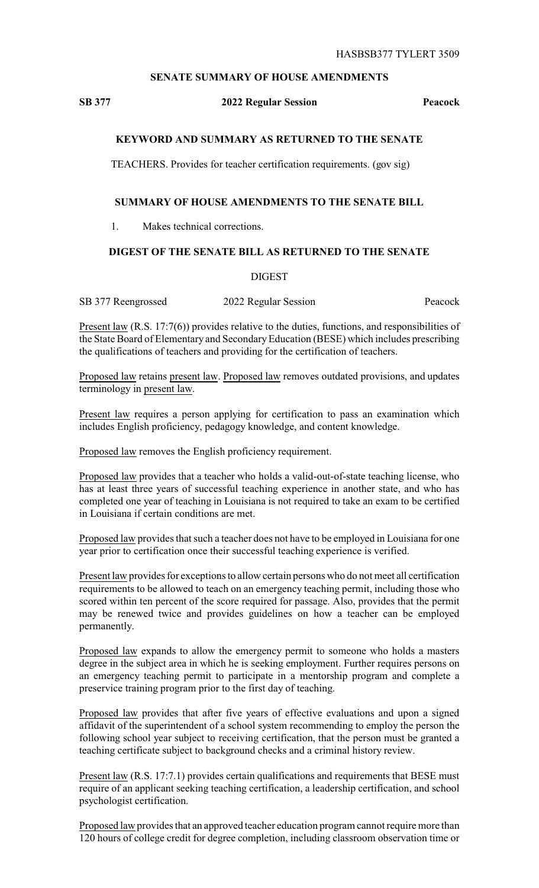HASBSB377 TYLERT 3509

## SENATE SUMMARY OF HOUSE AMENDMENTS

**SB 377** **2022 Regular Session** **Peacock**

### KEYWORD AND SUMMARY AS RETURNED TO THE SENATE

TEACHERS. Provides for teacher certification requirements. (gov sig)

### SUMMARY OF HOUSE AMENDMENTS TO THE SENATE BILL

1. Makes technical corrections.

### DIGEST OF THE SENATE BILL AS RETURNED TO THE SENATE

DIGEST

SB 377 Reengrossed 2022 Regular Session Peacock

Present law (R.S. 17:7(6)) provides relative to the duties, functions, and responsibilities of the State Board of Elementary and Secondary Education (BESE) which includes prescribing the qualifications of teachers and providing for the certification of teachers.

Proposed law retains present law. Proposed law removes outdated provisions, and updates terminology in present law.

Present law requires a person applying for certification to pass an examination which includes English proficiency, pedagogy knowledge, and content knowledge.

Proposed law removes the English proficiency requirement.

Proposed law provides that a teacher who holds a valid-out-of-state teaching license, who has at least three years of successful teaching experience in another state, and who has completed one year of teaching in Louisiana is not required to take an exam to be certified in Louisiana if certain conditions are met.

Proposed law provides that such a teacher does not have to be employed in Louisiana for one year prior to certification once their successful teaching experience is verified.

Present law provides for exceptions to allow certain persons who do not meet all certification requirements to be allowed to teach on an emergency teaching permit, including those who scored within ten percent of the score required for passage. Also, provides that the permit may be renewed twice and provides guidelines on how a teacher can be employed permanently.

Proposed law expands to allow the emergency permit to someone who holds a masters degree in the subject area in which he is seeking employment. Further requires persons on an emergency teaching permit to participate in a mentorship program and complete a preservice training program prior to the first day of teaching.

Proposed law provides that after five years of effective evaluations and upon a signed affidavit of the superintendent of a school system recommending to employ the person the following school year subject to receiving certification, that the person must be granted a teaching certificate subject to background checks and a criminal history review.

Present law (R.S. 17:7.1) provides certain qualifications and requirements that BESE must require of an applicant seeking teaching certification, a leadership certification, and school psychologist certification.

Proposed law provides that an approved teacher education program cannot require more than 120 hours of college credit for degree completion, including classroom observation time or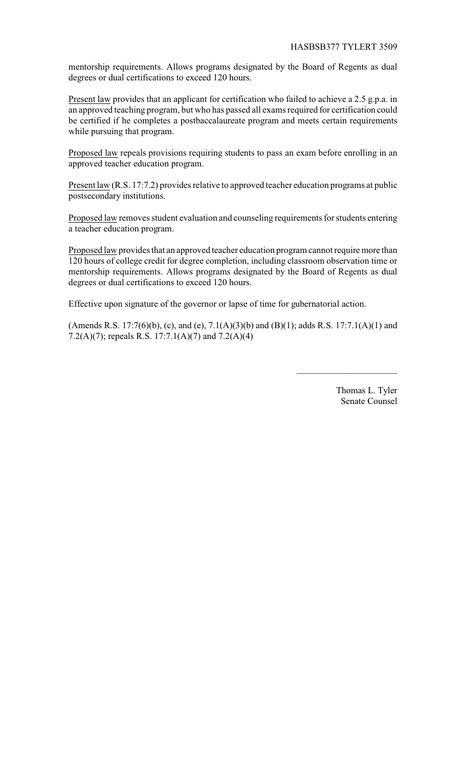mentorship requirements. Allows programs designated by the Board of Regents as dual degrees or dual certifications to exceed 120 hours.

Present law provides that an applicant for certification who failed to achieve a 2.5 g.p.a. in an approved teaching program, but who has passed all exams required for certification could be certified if he completes a postbaccalaureate program and meets certain requirements while pursuing that program.

Proposed law repeals provisions requiring students to pass an exam before enrolling in an approved teacher education program.

Present law (R.S. 17:7.2) provides relative to approved teacher education programs at public postsecondary institutions.

Proposed law removes student evaluation and counseling requirements for students entering a teacher education program.

Proposed law provides that an approved teacher education program cannot require more than 120 hours of college credit for degree completion, including classroom observation time or mentorship requirements. Allows programs designated by the Board of Regents as dual degrees or dual certifications to exceed 120 hours.

Effective upon signature of the governor or lapse of time for gubernatorial action.

(Amends R.S. 17:7(6)(b), (c), and (e), 7.1(A)(3)(b) and (B)(1); adds R.S. 17:7.1(A)(1) and 7.2(A)(7); repeals R.S. 17:7.1(A)(7) and 7.2(A)(4)

Thomas L. Tyler
Senate Counsel